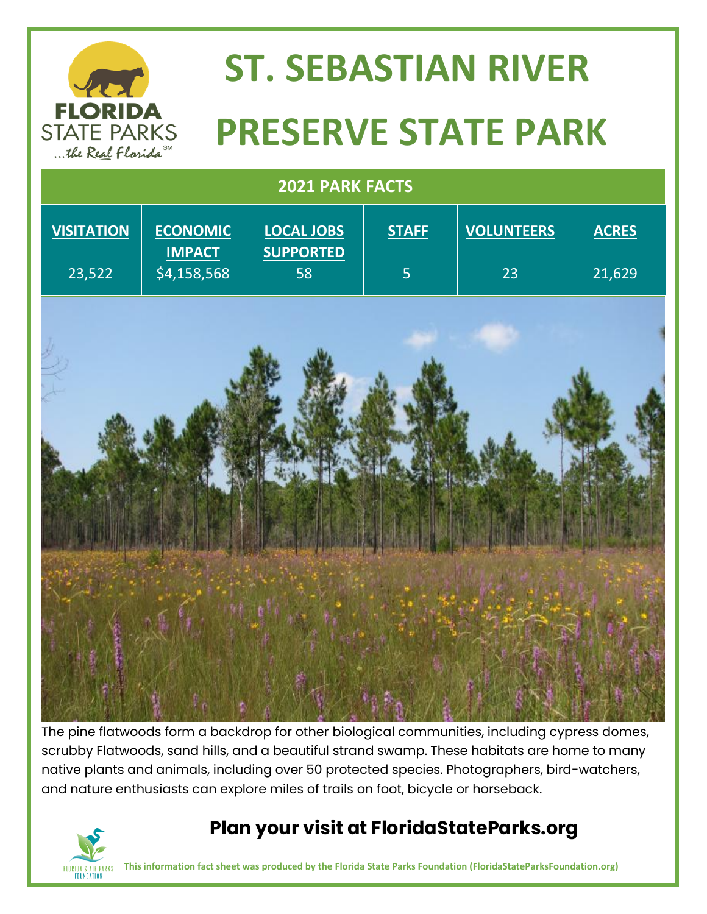# ST. SEBASTIAN RIVER PRESERVE STATE PARK

| 2021 PARK FACTS | | | | | |
|---|---|---|---|---|---|
| **VISITATION** | **ECONOMIC IMPACT** | **LOCAL JOBS SUPPORTED** | **STAFF** | **VOLUNTEERS** | **ACRES** |
| 23,522 | $4,158,568 | 58 | 5 | 23 | 21,629 |

The pine flatwoods form a backdrop for other biological communities, including cypress domes, scrubby Flatwoods, sand hills, and a beautiful strand swamp. These habitats are home to many native plants and animals, including over 50 protected species. Photographers, bird-watchers, and nature enthusiasts can explore miles of trails on foot, bicycle or horseback.

## Plan your visit at FloridaStateParks.org

**This information fact sheet was produced by the Florida State Parks Foundation (FloridaStateParksFoundation.org)**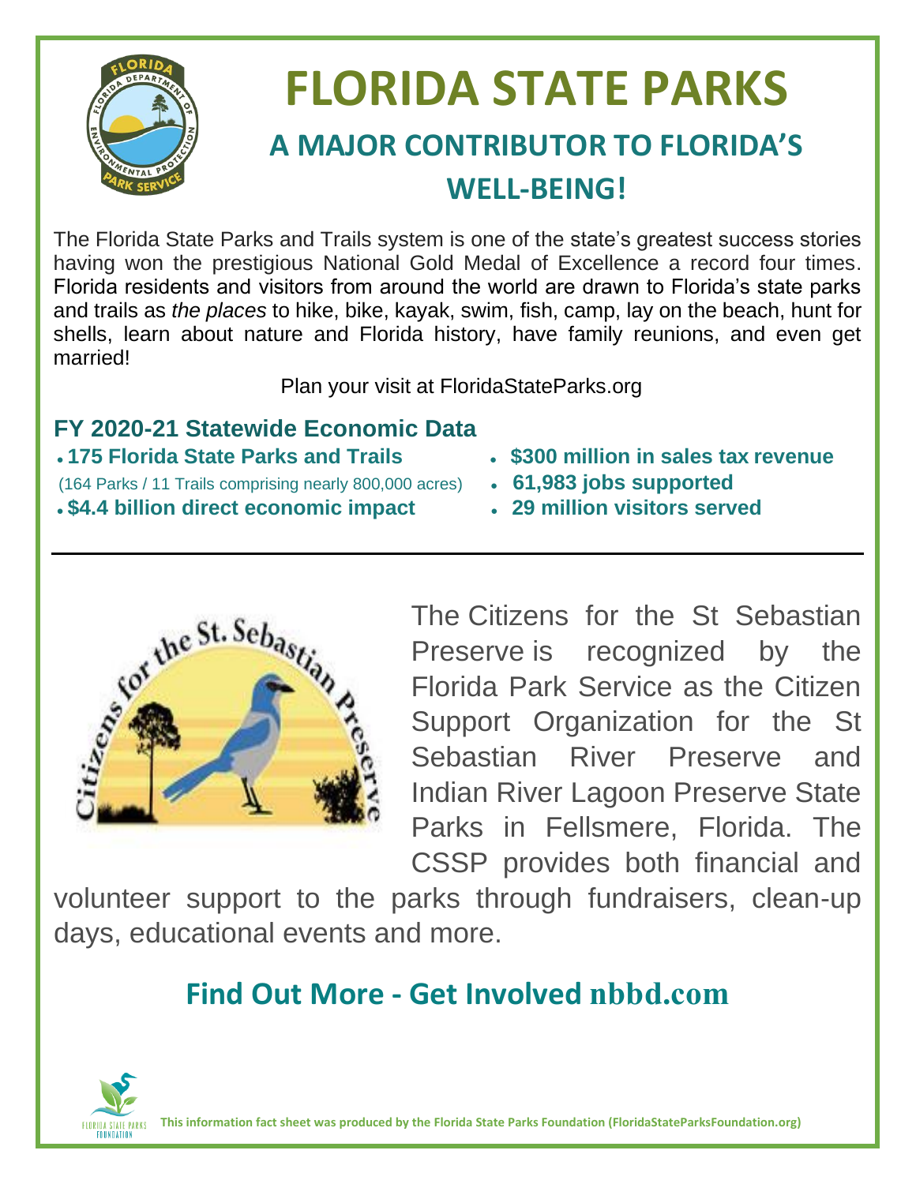# FLORIDA STATE PARKS

## A MAJOR CONTRIBUTOR TO FLORIDA'S WELL-BEING!

The Florida State Parks and Trails system is one of the state's greatest success stories having won the prestigious National Gold Medal of Excellence a record four times. Florida residents and visitors from around the world are drawn to Florida's state parks and trails as *the places* to hike, bike, kayak, swim, fish, camp, lay on the beach, hunt for shells, learn about nature and Florida history, have family reunions, and even get married!

Plan your visit at FloridaStateParks.org

### FY 2020-21 Statewide Economic Data

- **175 Florida State Parks and Trails**
  (164 Parks / 11 Trails comprising nearly 800,000 acres)
- **$4.4 billion direct economic impact**
- **$300 million in sales tax revenue**
- **61,983 jobs supported**
- **29 million visitors served**

---

The Citizens for the St Sebastian Preserve is recognized by the Florida Park Service as the Citizen Support Organization for the St Sebastian River Preserve and Indian River Lagoon Preserve State Parks in Fellsmere, Florida. The CSSP provides both financial and volunteer support to the parks through fundraisers, clean-up days, educational events and more.

## Find Out More - Get Involved nbbd.com

**This information fact sheet was produced by the Florida State Parks Foundation (FloridaStateParksFoundation.org)**